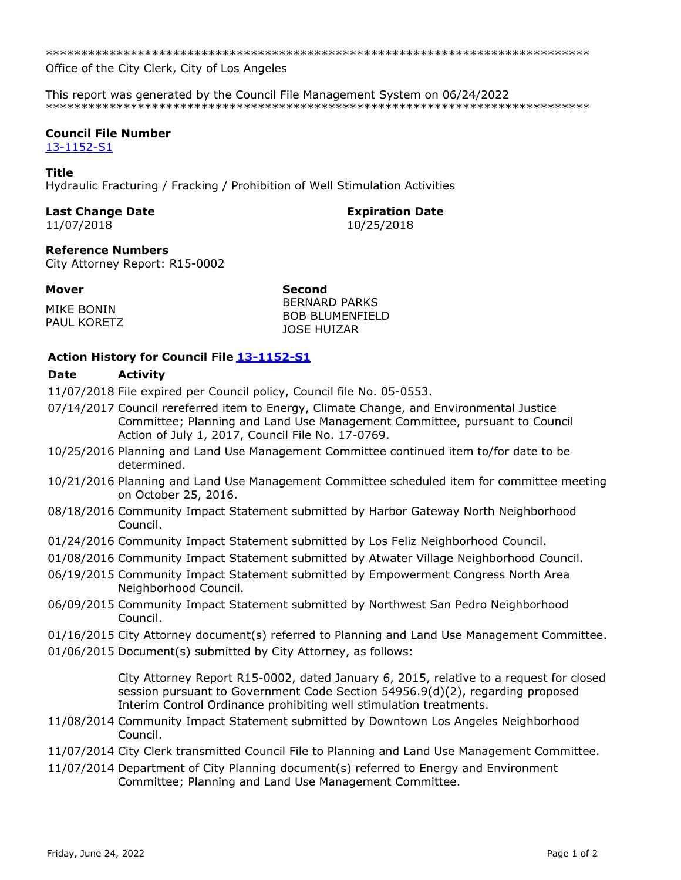******************************************************************************
Office of the City Clerk, City of Los Angeles

This report was generated by the Council File Management System on 06/24/2022
******************************************************************************

**Council File Number**
[13-1152-S1]

**Title**
Hydraulic Fracturing / Fracking / Prohibition of Well Stimulation Activities

**Last Change Date**
11/07/2018

**Expiration Date**
10/25/2018

**Reference Numbers**
City Attorney Report: R15-0002

**Mover**
MIKE BONIN
PAUL KORETZ

**Second**
BERNARD PARKS
BOB BLUMENFIELD
JOSE HUIZAR

**Action History for Council File 13-1152-S1**

| Date | Activity |
|---|---|
| 11/07/2018 | File expired per Council policy, Council file No. 05-0553. |
| 07/14/2017 | Council rereferred item to Energy, Climate Change, and Environmental Justice Committee; Planning and Land Use Management Committee, pursuant to Council Action of July 1, 2017, Council File No. 17-0769. |
| 10/25/2016 | Planning and Land Use Management Committee continued item to/for date to be determined. |
| 10/21/2016 | Planning and Land Use Management Committee scheduled item for committee meeting on October 25, 2016. |
| 08/18/2016 | Community Impact Statement submitted by Harbor Gateway North Neighborhood Council. |
| 01/24/2016 | Community Impact Statement submitted by Los Feliz Neighborhood Council. |
| 01/08/2016 | Community Impact Statement submitted by Atwater Village Neighborhood Council. |
| 06/19/2015 | Community Impact Statement submitted by Empowerment Congress North Area Neighborhood Council. |
| 06/09/2015 | Community Impact Statement submitted by Northwest San Pedro Neighborhood Council. |
| 01/16/2015 | City Attorney document(s) referred to Planning and Land Use Management Committee. |
| 01/06/2015 | Document(s) submitted by City Attorney, as follows:<br><br>City Attorney Report R15-0002, dated January 6, 2015, relative to a request for closed session pursuant to Government Code Section 54956.9(d)(2), regarding proposed Interim Control Ordinance prohibiting well stimulation treatments. |
| 11/08/2014 | Community Impact Statement submitted by Downtown Los Angeles Neighborhood Council. |
| 11/07/2014 | City Clerk transmitted Council File to Planning and Land Use Management Committee. |
| 11/07/2014 | Department of City Planning document(s) referred to Energy and Environment Committee; Planning and Land Use Management Committee. |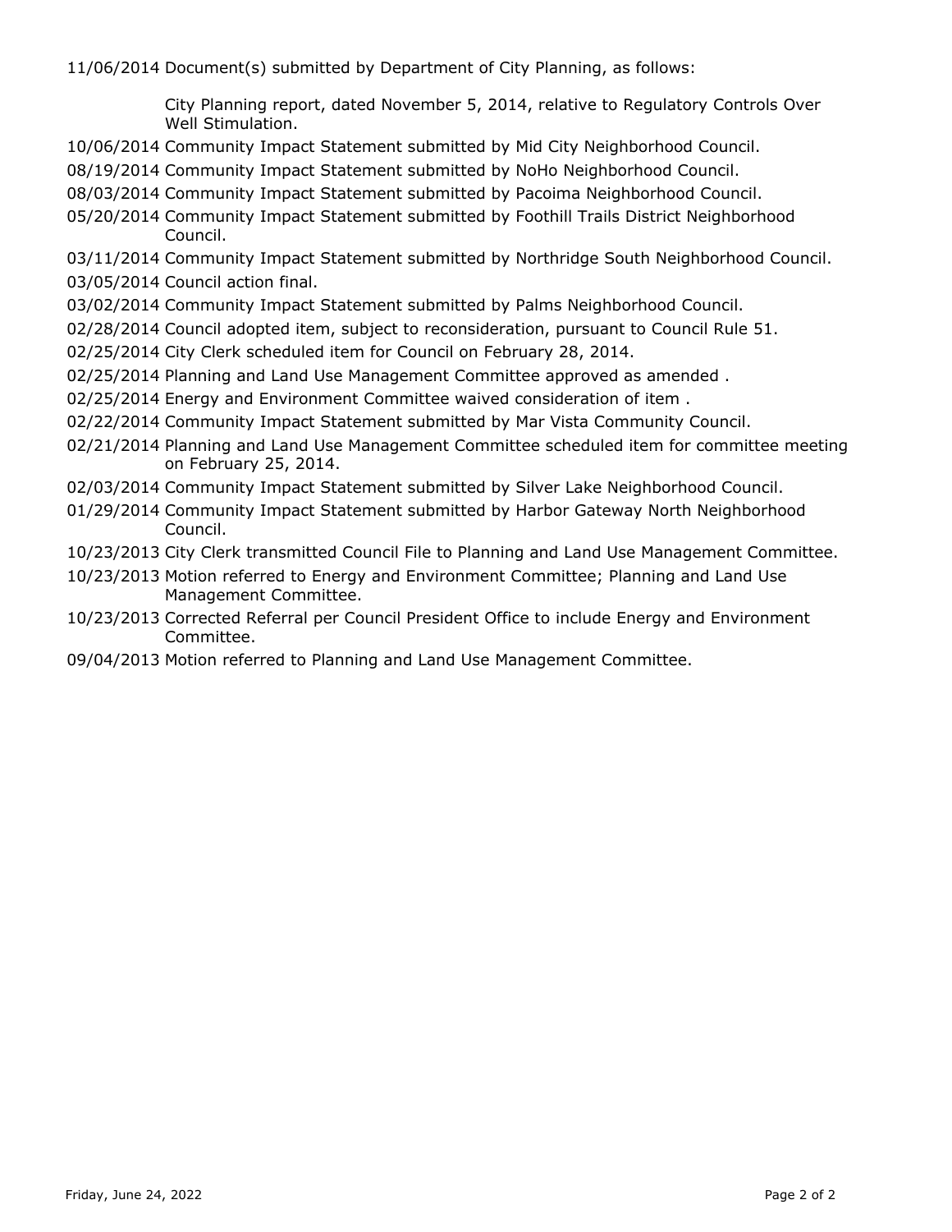11/06/2014 Document(s) submitted by Department of City Planning, as follows:

City Planning report, dated November 5, 2014, relative to Regulatory Controls Over Well Stimulation.

10/06/2014 Community Impact Statement submitted by Mid City Neighborhood Council.

08/19/2014 Community Impact Statement submitted by NoHo Neighborhood Council.

08/03/2014 Community Impact Statement submitted by Pacoima Neighborhood Council.

05/20/2014 Community Impact Statement submitted by Foothill Trails District Neighborhood Council.

03/11/2014 Community Impact Statement submitted by Northridge South Neighborhood Council.

03/05/2014 Council action final.

03/02/2014 Community Impact Statement submitted by Palms Neighborhood Council.

02/28/2014 Council adopted item, subject to reconsideration, pursuant to Council Rule 51.

02/25/2014 City Clerk scheduled item for Council on February 28, 2014.

02/25/2014 Planning and Land Use Management Committee approved as amended .

02/25/2014 Energy and Environment Committee waived consideration of item .

02/22/2014 Community Impact Statement submitted by Mar Vista Community Council.

02/21/2014 Planning and Land Use Management Committee scheduled item for committee meeting on February 25, 2014.

02/03/2014 Community Impact Statement submitted by Silver Lake Neighborhood Council.

01/29/2014 Community Impact Statement submitted by Harbor Gateway North Neighborhood Council.

10/23/2013 City Clerk transmitted Council File to Planning and Land Use Management Committee.

10/23/2013 Motion referred to Energy and Environment Committee; Planning and Land Use Management Committee.

10/23/2013 Corrected Referral per Council President Office to include Energy and Environment Committee.

09/04/2013 Motion referred to Planning and Land Use Management Committee.